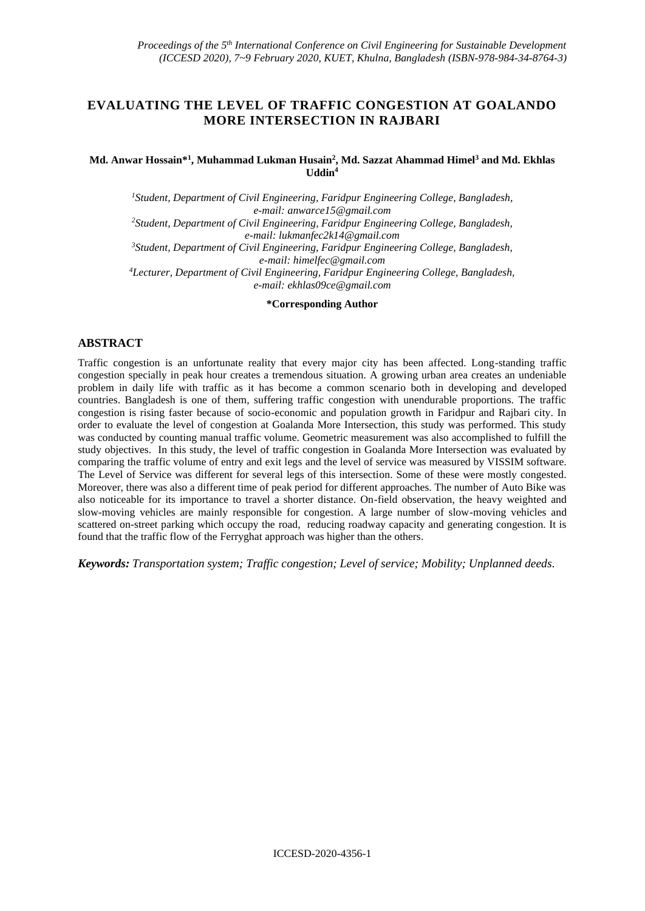# EVALUATING THE LEVEL OF TRAFFIC CONGESTION AT GOALANDO MORE INTERSECTION IN RAJBARI

**Md. Anwar Hossain*[1], Muhammad Lukman Husain[2], Md. Sazzat Ahammad Himel[3] and Md. Ekhlas Uddin[4]**

*[1]Student, Department of Civil Engineering, Faridpur Engineering College, Bangladesh, e-mail: anwarce15@gmail.com*
*[2]Student, Department of Civil Engineering, Faridpur Engineering College, Bangladesh, e-mail: lukmanfec2k14@gmail.com*
*[3]Student, Department of Civil Engineering, Faridpur Engineering College, Bangladesh, e-mail: himelfec@gmail.com*
*[4]Lecturer, Department of Civil Engineering, Faridpur Engineering College, Bangladesh, e-mail: ekhlas09ce@gmail.com*

**\*Corresponding Author**

## ABSTRACT

Traffic congestion is an unfortunate reality that every major city has been affected. Long-standing traffic congestion specially in peak hour creates a tremendous situation. A growing urban area creates an undeniable problem in daily life with traffic as it has become a common scenario both in developing and developed countries. Bangladesh is one of them, suffering traffic congestion with unendurable proportions. The traffic congestion is rising faster because of socio-economic and population growth in Faridpur and Rajbari city. In order to evaluate the level of congestion at Goalanda More Intersection, this study was performed. This study was conducted by counting manual traffic volume. Geometric measurement was also accomplished to fulfill the study objectives. In this study, the level of traffic congestion in Goalanda More Intersection was evaluated by comparing the traffic volume of entry and exit legs and the level of service was measured by VISSIM software. The Level of Service was different for several legs of this intersection. Some of these were mostly congested. Moreover, there was also a different time of peak period for different approaches. The number of Auto Bike was also noticeable for its importance to travel a shorter distance. On-field observation, the heavy weighted and slow-moving vehicles are mainly responsible for congestion. A large number of slow-moving vehicles and scattered on-street parking which occupy the road, reducing roadway capacity and generating congestion. It is found that the traffic flow of the Ferryghat approach was higher than the others.

***Keywords:*** *Transportation system; Traffic congestion; Level of service; Mobility; Unplanned deeds.*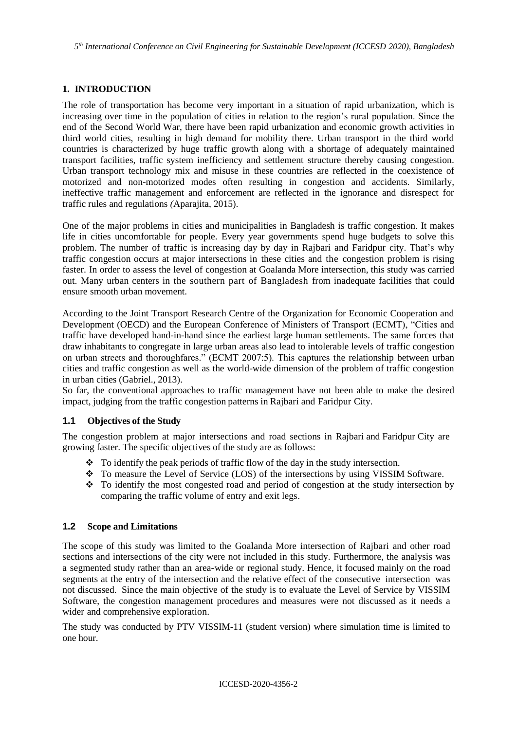## 1. INTRODUCTION

The role of transportation has become very important in a situation of rapid urbanization, which is increasing over time in the population of cities in relation to the region's rural population. Since the end of the Second World War, there have been rapid urbanization and economic growth activities in third world cities, resulting in high demand for mobility there. Urban transport in the third world countries is characterized by huge traffic growth along with a shortage of adequately maintained transport facilities, traffic system inefficiency and settlement structure thereby causing congestion. Urban transport technology mix and misuse in these countries are reflected in the coexistence of motorized and non-motorized modes often resulting in congestion and accidents. Similarly, ineffective traffic management and enforcement are reflected in the ignorance and disrespect for traffic rules and regulations *(*Aparajita, 2015).

One of the major problems in cities and municipalities in Bangladesh is traffic congestion. It makes life in cities uncomfortable for people. Every year governments spend huge budgets to solve this problem. The number of traffic is increasing day by day in Rajbari and Faridpur city. That's why traffic congestion occurs at major intersections in these cities and the congestion problem is rising faster. In order to assess the level of congestion at Goalanda More intersection, this study was carried out. Many urban centers in the southern part of Bangladesh from inadequate facilities that could ensure smooth urban movement.

According to the Joint Transport Research Centre of the Organization for Economic Cooperation and Development (OECD) and the European Conference of Ministers of Transport (ECMT), "Cities and traffic have developed hand-in-hand since the earliest large human settlements. The same forces that draw inhabitants to congregate in large urban areas also lead to intolerable levels of traffic congestion on urban streets and thoroughfares." (ECMT 2007:5). This captures the relationship between urban cities and traffic congestion as well as the world-wide dimension of the problem of traffic congestion in urban cities (Gabriel., 2013).

So far, the conventional approaches to traffic management have not been able to make the desired impact, judging from the traffic congestion patterns in Rajbari and Faridpur City.

### 1.1 Objectives of the Study

The congestion problem at major intersections and road sections in Rajbari and Faridpur City are growing faster. The specific objectives of the study are as follows:

- To identify the peak periods of traffic flow of the day in the study intersection.
- To measure the Level of Service (LOS) of the intersections by using VISSIM Software.
- To identify the most congested road and period of congestion at the study intersection by comparing the traffic volume of entry and exit legs.

### 1.2 Scope and Limitations

The scope of this study was limited to the Goalanda More intersection of Rajbari and other road sections and intersections of the city were not included in this study. Furthermore, the analysis was a segmented study rather than an area-wide or regional study. Hence, it focused mainly on the road segments at the entry of the intersection and the relative effect of the consecutive intersection was not discussed. Since the main objective of the study is to evaluate the Level of Service by VISSIM Software, the congestion management procedures and measures were not discussed as it needs a wider and comprehensive exploration.

The study was conducted by PTV VISSIM-11 (student version) where simulation time is limited to one hour.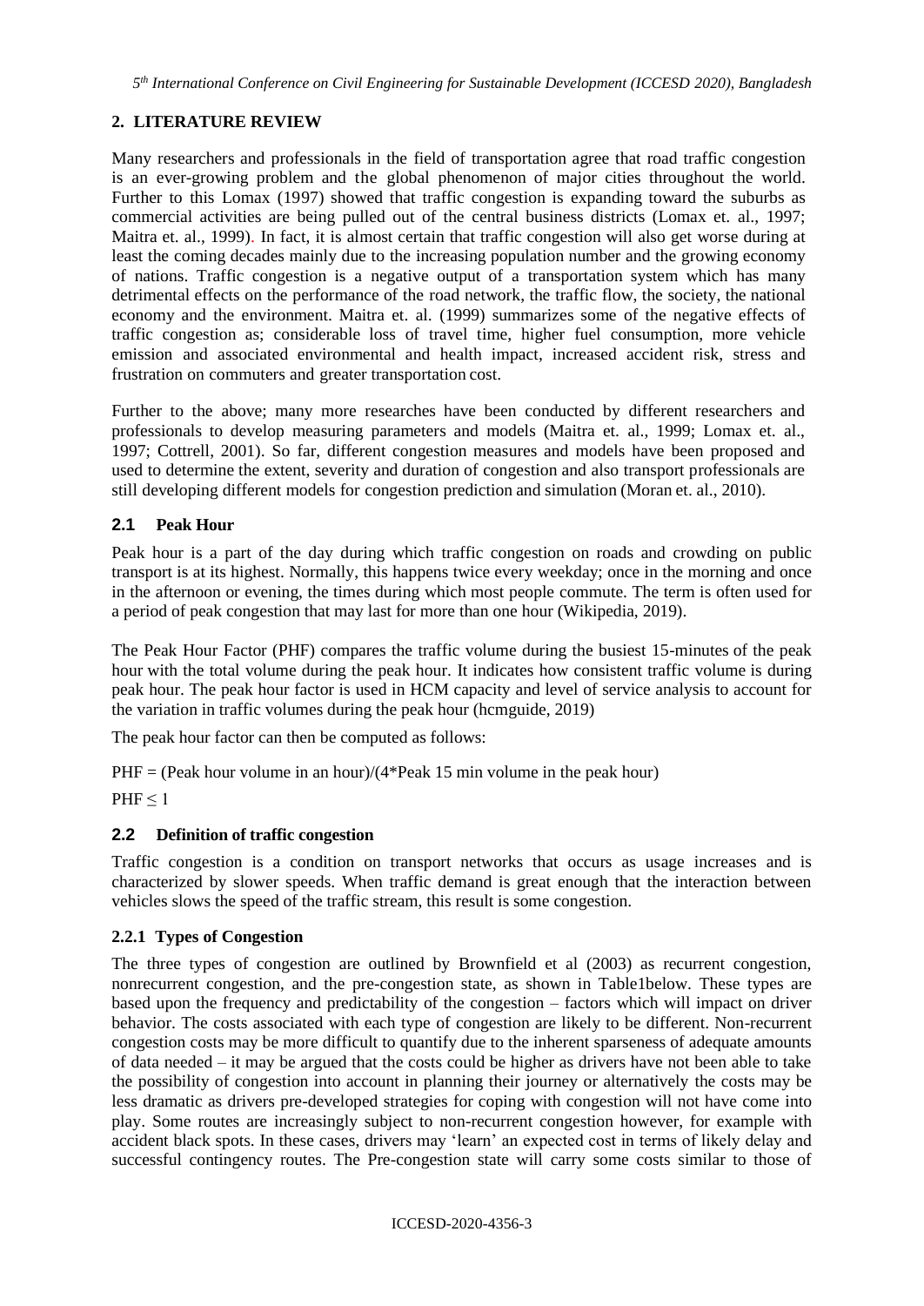## 2. LITERATURE REVIEW

Many researchers and professionals in the field of transportation agree that road traffic congestion is an ever-growing problem and the global phenomenon of major cities throughout the world. Further to this Lomax (1997) showed that traffic congestion is expanding toward the suburbs as commercial activities are being pulled out of the central business districts (Lomax et. al., 1997; Maitra et. al., 1999). In fact, it is almost certain that traffic congestion will also get worse during at least the coming decades mainly due to the increasing population number and the growing economy of nations. Traffic congestion is a negative output of a transportation system which has many detrimental effects on the performance of the road network, the traffic flow, the society, the national economy and the environment. Maitra et. al. (1999) summarizes some of the negative effects of traffic congestion as; considerable loss of travel time, higher fuel consumption, more vehicle emission and associated environmental and health impact, increased accident risk, stress and frustration on commuters and greater transportation cost.

Further to the above; many more researches have been conducted by different researchers and professionals to develop measuring parameters and models (Maitra et. al., 1999; Lomax et. al., 1997; Cottrell, 2001). So far, different congestion measures and models have been proposed and used to determine the extent, severity and duration of congestion and also transport professionals are still developing different models for congestion prediction and simulation (Moran et. al., 2010).

### 2.1 Peak Hour

Peak hour is a part of the day during which traffic congestion on roads and crowding on public transport is at its highest. Normally, this happens twice every weekday; once in the morning and once in the afternoon or evening, the times during which most people commute. The term is often used for a period of peak congestion that may last for more than one hour (Wikipedia, 2019).

The Peak Hour Factor (PHF) compares the traffic volume during the busiest 15-minutes of the peak hour with the total volume during the peak hour. It indicates how consistent traffic volume is during peak hour. The peak hour factor is used in HCM capacity and level of service analysis to account for the variation in traffic volumes during the peak hour (hcmguide, 2019)

The peak hour factor can then be computed as follows:

PHF = (Peak hour volume in an hour)/(4*Peak 15 min volume in the peak hour)

$PHF \leq 1$

### 2.2 Definition of traffic congestion

Traffic congestion is a condition on transport networks that occurs as usage increases and is characterized by slower speeds. When traffic demand is great enough that the interaction between vehicles slows the speed of the traffic stream, this result is some congestion.

#### 2.2.1 Types of Congestion

The three types of congestion are outlined by Brownfield et al (2003) as recurrent congestion, nonrecurrent congestion, and the pre-congestion state, as shown in Table1below. These types are based upon the frequency and predictability of the congestion – factors which will impact on driver behavior. The costs associated with each type of congestion are likely to be different. Non-recurrent congestion costs may be more difficult to quantify due to the inherent sparseness of adequate amounts of data needed – it may be argued that the costs could be higher as drivers have not been able to take the possibility of congestion into account in planning their journey or alternatively the costs may be less dramatic as drivers pre-developed strategies for coping with congestion will not have come into play. Some routes are increasingly subject to non-recurrent congestion however, for example with accident black spots. In these cases, drivers may 'learn' an expected cost in terms of likely delay and successful contingency routes. The Pre-congestion state will carry some costs similar to those of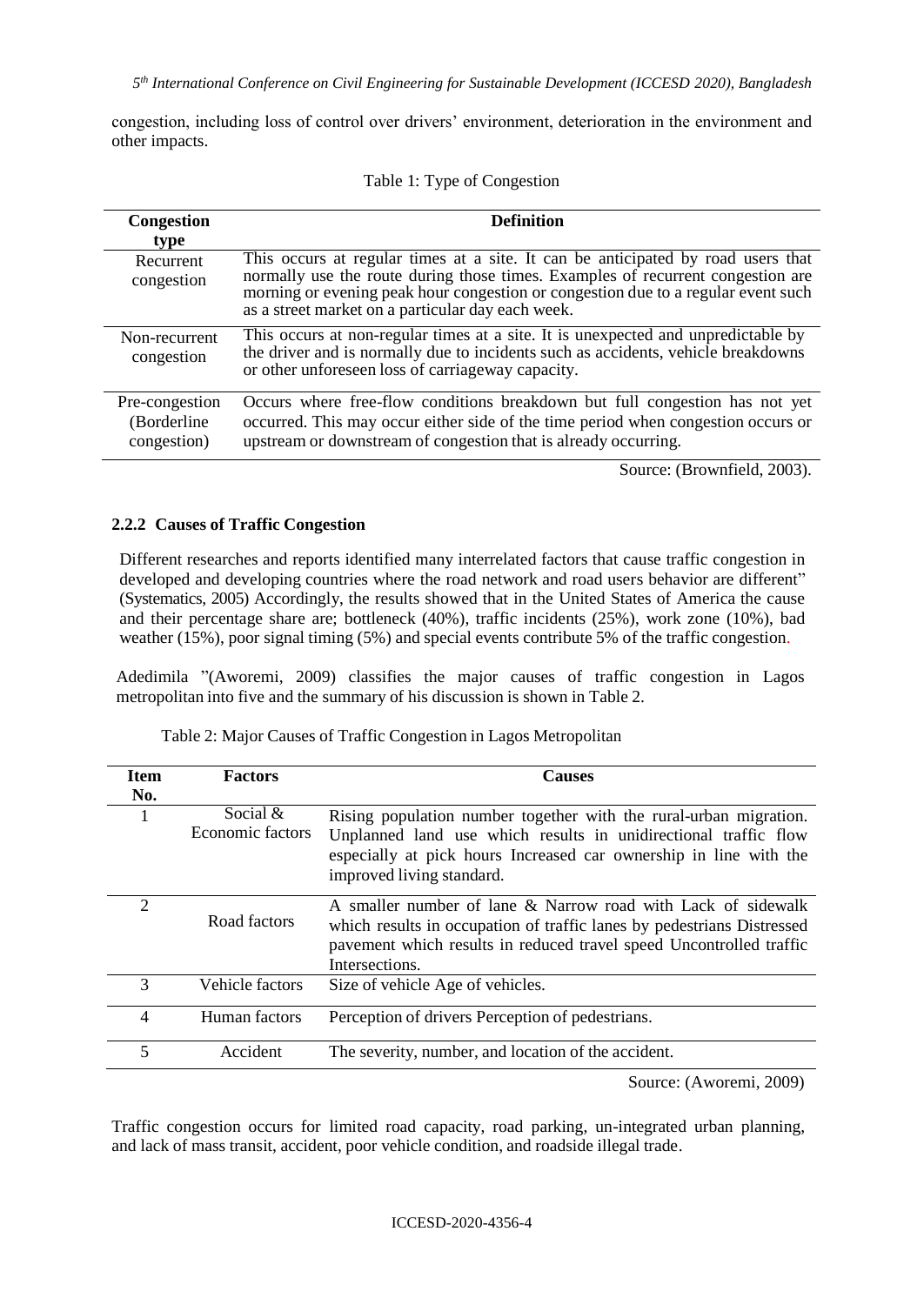congestion, including loss of control over drivers' environment, deterioration in the environment and other impacts.

Table 1: Type of Congestion

| Congestion type | Definition |
|---|---|
| Recurrent congestion | This occurs at regular times at a site. It can be anticipated by road users that normally use the route during those times. Examples of recurrent congestion are morning or evening peak hour congestion or congestion due to a regular event such as a street market on a particular day each week. |
| Non-recurrent congestion | This occurs at non-regular times at a site. It is unexpected and unpredictable by the driver and is normally due to incidents such as accidents, vehicle breakdowns or other unforeseen loss of carriageway capacity. |
| Pre-congestion (Borderline congestion) | Occurs where free-flow conditions breakdown but full congestion has not yet occurred. This may occur either side of the time period when congestion occurs or upstream or downstream of congestion that is already occurring. |

Source: (Brownfield, 2003).

### 2.2.2 Causes of Traffic Congestion

Different researches and reports identified many interrelated factors that cause traffic congestion in developed and developing countries where the road network and road users behavior are different" (Systematics, 2005) Accordingly, the results showed that in the United States of America the cause and their percentage share are; bottleneck (40%), traffic incidents (25%), work zone (10%), bad weather (15%), poor signal timing (5%) and special events contribute 5% of the traffic congestion.

Adedimila "(Aworemi, 2009) classifies the major causes of traffic congestion in Lagos metropolitan into five and the summary of his discussion is shown in Table 2.

Table 2: Major Causes of Traffic Congestion in Lagos Metropolitan

| Item No. | Factors | Causes |
|---|---|---|
| 1 | Social & Economic factors | Rising population number together with the rural-urban migration. Unplanned land use which results in unidirectional traffic flow especially at pick hours Increased car ownership in line with the improved living standard. |
| 2 | Road factors | A smaller number of lane & Narrow road with Lack of sidewalk which results in occupation of traffic lanes by pedestrians Distressed pavement which results in reduced travel speed Uncontrolled traffic Intersections. |
| 3 | Vehicle factors | Size of vehicle Age of vehicles. |
| 4 | Human factors | Perception of drivers Perception of pedestrians. |
| 5 | Accident | The severity, number, and location of the accident. |

Source: (Aworemi, 2009)

Traffic congestion occurs for limited road capacity, road parking, un-integrated urban planning, and lack of mass transit, accident, poor vehicle condition, and roadside illegal trade.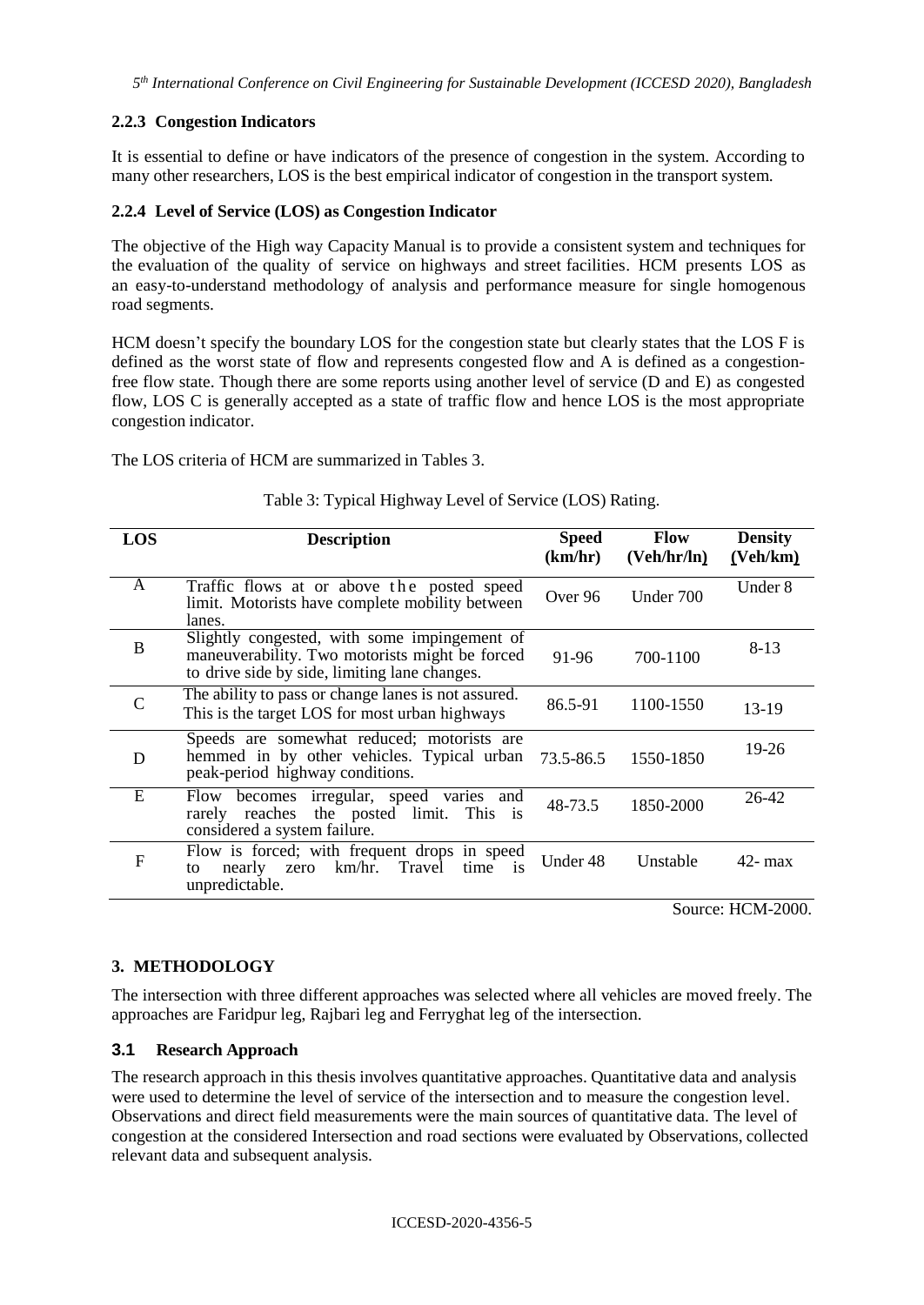### 2.2.3 Congestion Indicators

It is essential to define or have indicators of the presence of congestion in the system. According to many other researchers, LOS is the best empirical indicator of congestion in the transport system.

### 2.2.4 Level of Service (LOS) as Congestion Indicator

The objective of the High way Capacity Manual is to provide a consistent system and techniques for the evaluation of the quality of service on highways and street facilities. HCM presents LOS as an easy-to-understand methodology of analysis and performance measure for single homogenous road segments.

HCM doesn't specify the boundary LOS for the congestion state but clearly states that the LOS F is defined as the worst state of flow and represents congested flow and A is defined as a congestion-free flow state. Though there are some reports using another level of service (D and E) as congested flow, LOS C is generally accepted as a state of traffic flow and hence LOS is the most appropriate congestion indicator.

The LOS criteria of HCM are summarized in Tables 3.

Table 3: Typical Highway Level of Service (LOS) Rating.

| LOS | Description | Speed (km/hr) | Flow (Veh/hr/ln) | Density (Veh/km) |
|---|---|---|---|---|
| A | Traffic flows at or above the posted speed limit. Motorists have complete mobility between lanes. | Over 96 | Under 700 | Under 8 |
| B | Slightly congested, with some impingement of maneuverability. Two motorists might be forced to drive side by side, limiting lane changes. | 91-96 | 700-1100 | 8-13 |
| C | The ability to pass or change lanes is not assured. This is the target LOS for most urban highways | 86.5-91 | 1100-1550 | 13-19 |
| D | Speeds are somewhat reduced; motorists are hemmed in by other vehicles. Typical urban peak-period highway conditions. | 73.5-86.5 | 1550-1850 | 19-26 |
| E | Flow becomes irregular, speed varies and rarely reaches the posted limit. This is considered a system failure. | 48-73.5 | 1850-2000 | 26-42 |
| F | Flow is forced; with frequent drops in speed to nearly zero km/hr. Travel time is unpredictable. | Under 48 | Unstable | 42- max |

Source: HCM-2000.

## 3. METHODOLOGY

The intersection with three different approaches was selected where all vehicles are moved freely. The approaches are Faridpur leg, Rajbari leg and Ferryghat leg of the intersection.

### 3.1 Research Approach

The research approach in this thesis involves quantitative approaches. Quantitative data and analysis were used to determine the level of service of the intersection and to measure the congestion level. Observations and direct field measurements were the main sources of quantitative data. The level of congestion at the considered Intersection and road sections were evaluated by Observations, collected relevant data and subsequent analysis.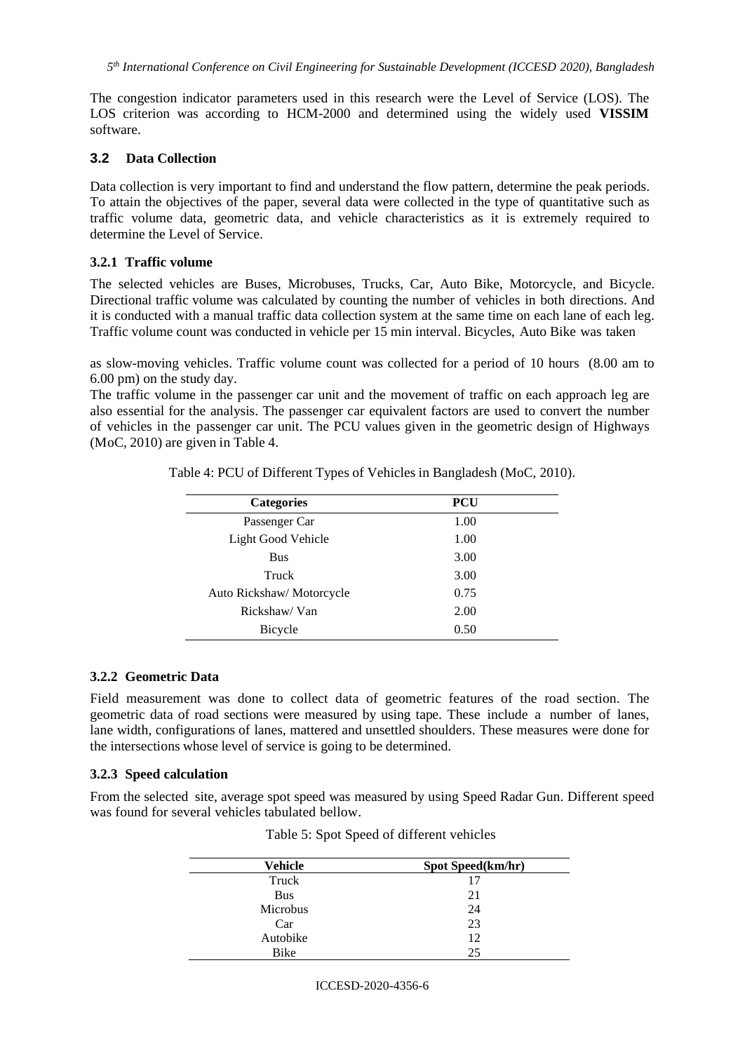The congestion indicator parameters used in this research were the Level of Service (LOS). The LOS criterion was according to HCM-2000 and determined using the widely used **VISSIM** software.

## 3.2 Data Collection

Data collection is very important to find and understand the flow pattern, determine the peak periods. To attain the objectives of the paper, several data were collected in the type of quantitative such as traffic volume data, geometric data, and vehicle characteristics as it is extremely required to determine the Level of Service.

### 3.2.1 Traffic volume

The selected vehicles are Buses, Microbuses, Trucks, Car, Auto Bike, Motorcycle, and Bicycle. Directional traffic volume was calculated by counting the number of vehicles in both directions. And it is conducted with a manual traffic data collection system at the same time on each lane of each leg. Traffic volume count was conducted in vehicle per 15 min interval. Bicycles, Auto Bike was taken

as slow-moving vehicles. Traffic volume count was collected for a period of 10 hours (8.00 am to 6.00 pm) on the study day.

The traffic volume in the passenger car unit and the movement of traffic on each approach leg are also essential for the analysis. The passenger car equivalent factors are used to convert the number of vehicles in the passenger car unit. The PCU values given in the geometric design of Highways (MoC, 2010) are given in Table 4.

Table 4: PCU of Different Types of Vehicles in Bangladesh (MoC, 2010).

| Categories | PCU |
|---|---|
| Passenger Car | 1.00 |
| Light Good Vehicle | 1.00 |
| Bus | 3.00 |
| Truck | 3.00 |
| Auto Rickshaw/ Motorcycle | 0.75 |
| Rickshaw/ Van | 2.00 |
| Bicycle | 0.50 |

### 3.2.2 Geometric Data

Field measurement was done to collect data of geometric features of the road section. The geometric data of road sections were measured by using tape. These include a number of lanes, lane width, configurations of lanes, mattered and unsettled shoulders. These measures were done for the intersections whose level of service is going to be determined.

### 3.2.3 Speed calculation

From the selected site, average spot speed was measured by using Speed Radar Gun. Different speed was found for several vehicles tabulated bellow.

Table 5: Spot Speed of different vehicles

| Vehicle | Spot Speed(km/hr) |
|---|---|
| Truck | 17 |
| Bus | 21 |
| Microbus | 24 |
| Car | 23 |
| Autobike | 12 |
| Bike | 25 |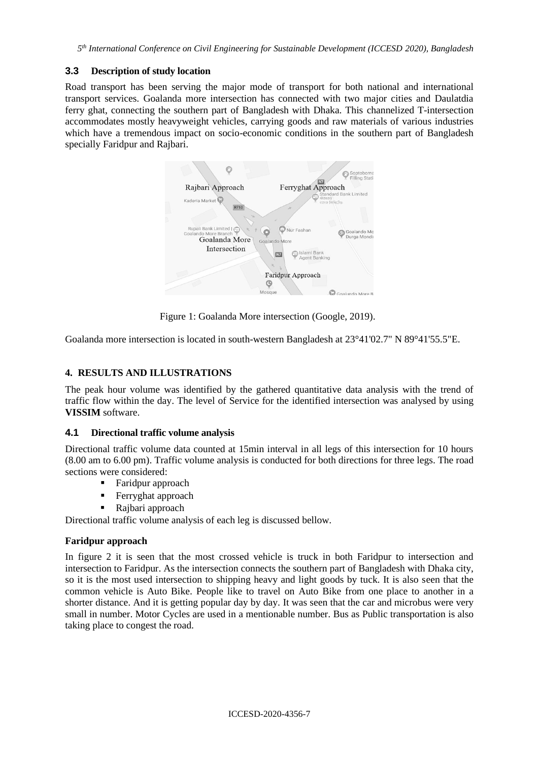### 3.3 Description of study location

Road transport has been serving the major mode of transport for both national and international transport services. Goalanda more intersection has connected with two major cities and Daulatdia ferry ghat, connecting the southern part of Bangladesh with Dhaka. This channelized T-intersection accommodates mostly heavyweight vehicles, carrying goods and raw materials of various industries which have a tremendous impact on socio-economic conditions in the southern part of Bangladesh specially Faridpur and Rajbari.

Figure 1: Goalanda More intersection (Google, 2019).

Goalanda more intersection is located in south-western Bangladesh at 23°41'02.7" N 89°41'55.5"E.

## 4. RESULTS AND ILLUSTRATIONS

The peak hour volume was identified by the gathered quantitative data analysis with the trend of traffic flow within the day. The level of Service for the identified intersection was analysed by using **VISSIM** software.

### 4.1 Directional traffic volume analysis

Directional traffic volume data counted at 15min interval in all legs of this intersection for 10 hours (8.00 am to 6.00 pm). Traffic volume analysis is conducted for both directions for three legs. The road sections were considered:

- Faridpur approach
- Ferryghat approach
- Rajbari approach

Directional traffic volume analysis of each leg is discussed bellow.

**Faridpur approach**

In figure 2 it is seen that the most crossed vehicle is truck in both Faridpur to intersection and intersection to Faridpur. As the intersection connects the southern part of Bangladesh with Dhaka city, so it is the most used intersection to shipping heavy and light goods by tuck. It is also seen that the common vehicle is Auto Bike. People like to travel on Auto Bike from one place to another in a shorter distance. And it is getting popular day by day. It was seen that the car and microbus were very small in number. Motor Cycles are used in a mentionable number. Bus as Public transportation is also taking place to congest the road.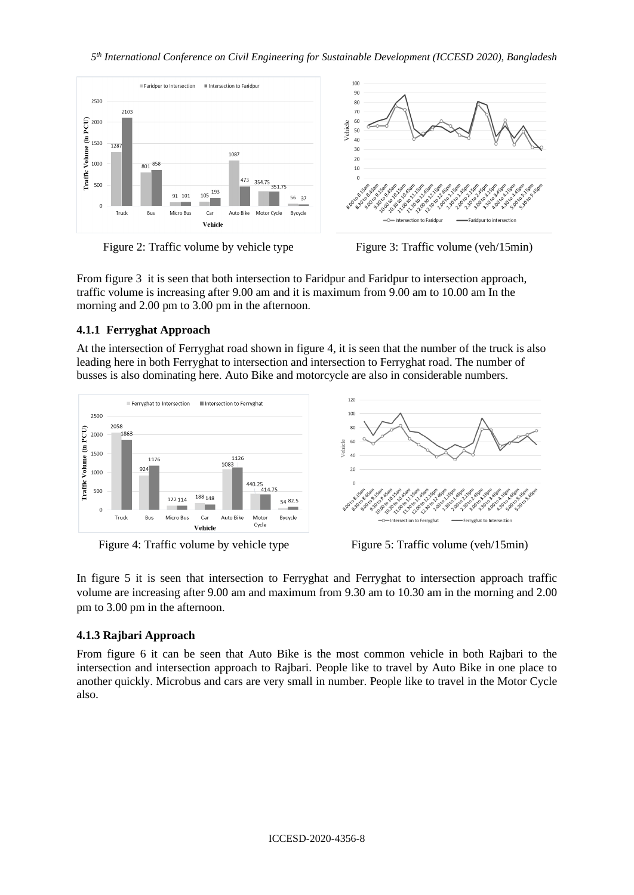Figure 2: Traffic volume by vehicle type

Figure 3: Traffic volume (veh/15min)

From figure 3 it is seen that both intersection to Faridpur and Faridpur to intersection approach, traffic volume is increasing after 9.00 am and it is maximum from 9.00 am to 10.00 am In the morning and 2.00 pm to 3.00 pm in the afternoon.

### 4.1.1 Ferryghat Approach

At the intersection of Ferryghat road shown in figure 4, it is seen that the number of the truck is also leading here in both Ferryghat to intersection and intersection to Ferryghat road. The number of busses is also dominating here. Auto Bike and motorcycle are also in considerable numbers.

Figure 4: Traffic volume by vehicle type

Figure 5: Traffic volume (veh/15min)

In figure 5 it is seen that intersection to Ferryghat and Ferryghat to intersection approach traffic volume are increasing after 9.00 am and maximum from 9.30 am to 10.30 am in the morning and 2.00 pm to 3.00 pm in the afternoon.

### 4.1.3 Rajbari Approach

From figure 6 it can be seen that Auto Bike is the most common vehicle in both Rajbari to the intersection and intersection approach to Rajbari. People like to travel by Auto Bike in one place to another quickly. Microbus and cars are very small in number. People like to travel in the Motor Cycle also.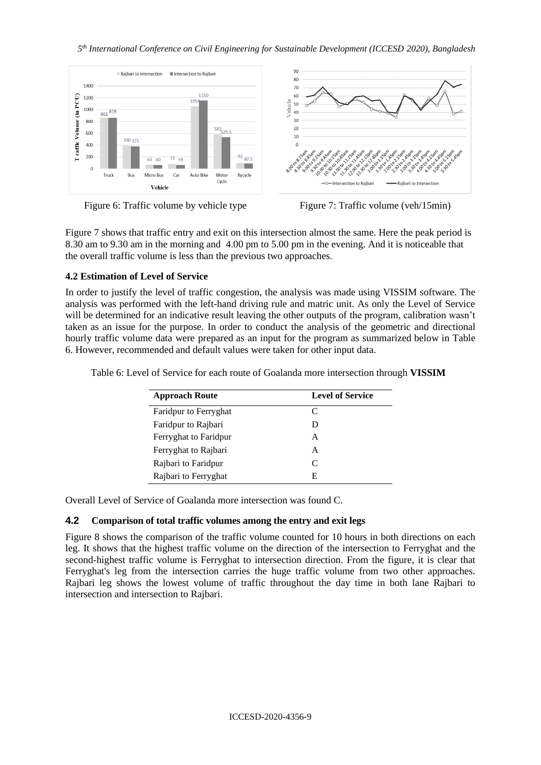Figure 6: Traffic volume by vehicle type

Figure 7: Traffic volume (veh/15min)

Figure 7 shows that traffic entry and exit on this intersection almost the same. Here the peak period is 8.30 am to 9.30 am in the morning and 4.00 pm to 5.00 pm in the evening. And it is noticeable that the overall traffic volume is less than the previous two approaches.

### 4.2 Estimation of Level of Service

In order to justify the level of traffic congestion, the analysis was made using VISSIM software. The analysis was performed with the left-hand driving rule and matric unit. As only the Level of Service will be determined for an indicative result leaving the other outputs of the program, calibration wasn't taken as an issue for the purpose. In order to conduct the analysis of the geometric and directional hourly traffic volume data were prepared as an input for the program as summarized below in Table 6. However, recommended and default values were taken for other input data.

Table 6: Level of Service for each route of Goalanda more intersection through **VISSIM**

| Approach Route | Level of Service |
|---|---|
| Faridpur to Ferryghat | C |
| Faridpur to Rajbari | D |
| Ferryghat to Faridpur | A |
| Ferryghat to Rajbari | A |
| Rajbari to Faridpur | C |
| Rajbari to Ferryghat | E |

Overall Level of Service of Goalanda more intersection was found C.

### 4.2 Comparison of total traffic volumes among the entry and exit legs

Figure 8 shows the comparison of the traffic volume counted for 10 hours in both directions on each leg. It shows that the highest traffic volume on the direction of the intersection to Ferryghat and the second-highest traffic volume is Ferryghat to intersection direction. From the figure, it is clear that Ferryghat's leg from the intersection carries the huge traffic volume from two other approaches. Rajbari leg shows the lowest volume of traffic throughout the day time in both lane Rajbari to intersection and intersection to Rajbari.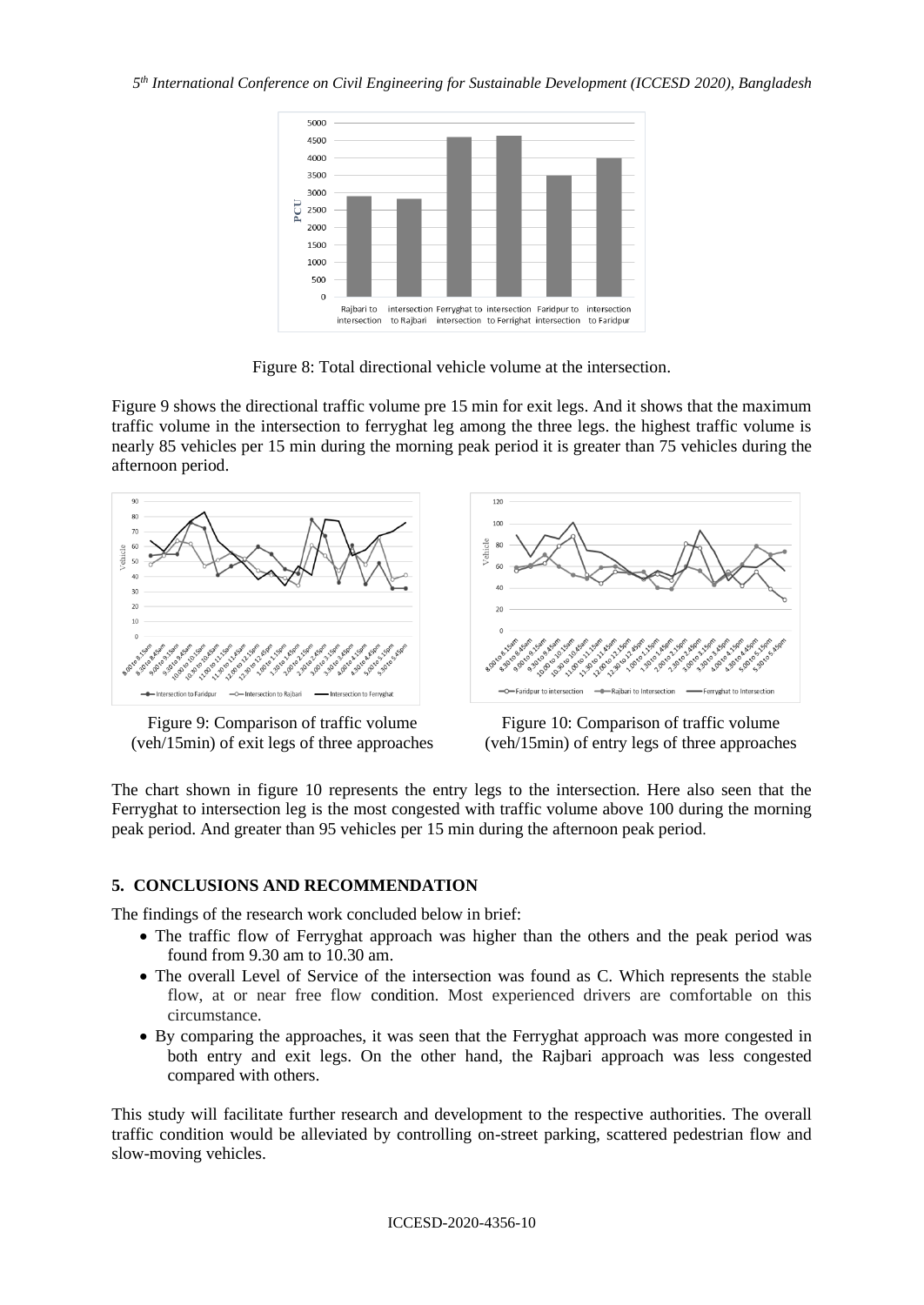Figure 8: Total directional vehicle volume at the intersection.

Figure 9 shows the directional traffic volume pre 15 min for exit legs. And it shows that the maximum traffic volume in the intersection to ferryghat leg among the three legs. the highest traffic volume is nearly 85 vehicles per 15 min during the morning peak period it is greater than 75 vehicles during the afternoon period.

Figure 9: Comparison of traffic volume (veh/15min) of exit legs of three approaches

Figure 10: Comparison of traffic volume (veh/15min) of entry legs of three approaches

The chart shown in figure 10 represents the entry legs to the intersection. Here also seen that the Ferryghat to intersection leg is the most congested with traffic volume above 100 during the morning peak period. And greater than 95 vehicles per 15 min during the afternoon peak period.

## 5. CONCLUSIONS AND RECOMMENDATION

The findings of the research work concluded below in brief:

- The traffic flow of Ferryghat approach was higher than the others and the peak period was found from 9.30 am to 10.30 am.
- The overall Level of Service of the intersection was found as C. Which represents the stable flow, at or near free flow condition. Most experienced drivers are comfortable on this circumstance.
- By comparing the approaches, it was seen that the Ferryghat approach was more congested in both entry and exit legs. On the other hand, the Rajbari approach was less congested compared with others.

This study will facilitate further research and development to the respective authorities. The overall traffic condition would be alleviated by controlling on-street parking, scattered pedestrian flow and slow-moving vehicles.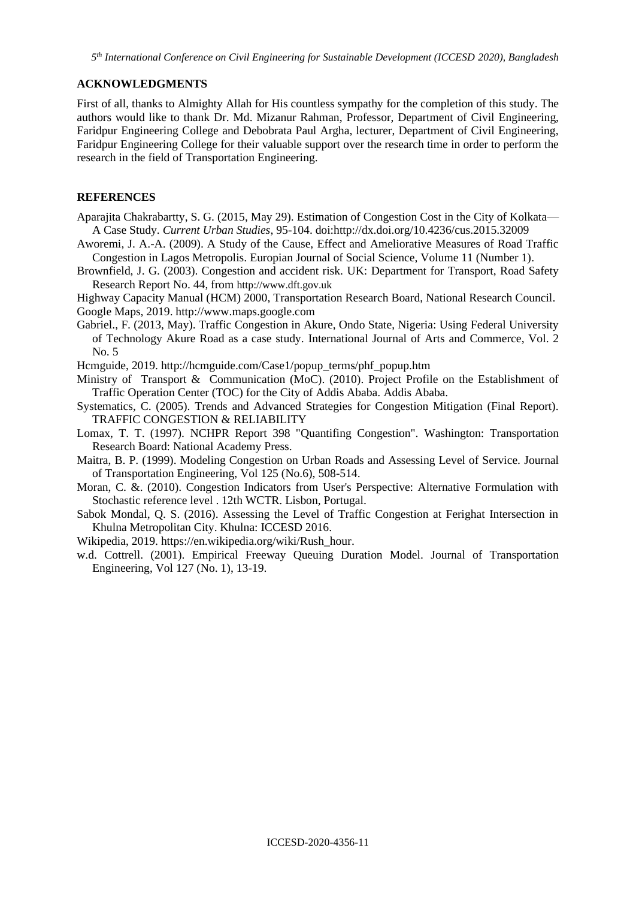## ACKNOWLEDGMENTS

First of all, thanks to Almighty Allah for His countless sympathy for the completion of this study. The authors would like to thank Dr. Md. Mizanur Rahman, Professor, Department of Civil Engineering, Faridpur Engineering College and Debobrata Paul Argha, lecturer, Department of Civil Engineering, Faridpur Engineering College for their valuable support over the research time in order to perform the research in the field of Transportation Engineering.

## REFERENCES

Aparajita Chakrabartty, S. G. (2015, May 29). Estimation of Congestion Cost in the City of Kolkata—A Case Study. *Current Urban Studies*, 95-104. doi:http://dx.doi.org/10.4236/cus.2015.32009

Aworemi, J. A.-A. (2009). A Study of the Cause, Effect and Ameliorative Measures of Road Traffic Congestion in Lagos Metropolis. Europian Journal of Social Science, Volume 11 (Number 1).

Brownfield, J. G. (2003). Congestion and accident risk. UK: Department for Transport, Road Safety Research Report No. 44, from http://www.dft.gov.uk

Highway Capacity Manual (HCM) 2000, Transportation Research Board, National Research Council.

Google Maps, 2019. http://www.maps.google.com

Gabriel., F. (2013, May). Traffic Congestion in Akure, Ondo State, Nigeria: Using Federal University of Technology Akure Road as a case study. International Journal of Arts and Commerce, Vol. 2 No. 5

Hcmguide, 2019. http://hcmguide.com/Case1/popup_terms/phf_popup.htm

Ministry of Transport & Communication (MoC). (2010). Project Profile on the Establishment of Traffic Operation Center (TOC) for the City of Addis Ababa. Addis Ababa.

Systematics, C. (2005). Trends and Advanced Strategies for Congestion Mitigation (Final Report). TRAFFIC CONGESTION & RELIABILITY

Lomax, T. T. (1997). NCHPR Report 398 "Quantifing Congestion". Washington: Transportation Research Board: National Academy Press.

Maitra, B. P. (1999). Modeling Congestion on Urban Roads and Assessing Level of Service. Journal of Transportation Engineering, Vol 125 (No.6), 508-514.

Moran, C. &. (2010). Congestion Indicators from User's Perspective: Alternative Formulation with Stochastic reference level . 12th WCTR. Lisbon, Portugal.

Sabok Mondal, Q. S. (2016). Assessing the Level of Traffic Congestion at Ferighat Intersection in Khulna Metropolitan City. Khulna: ICCESD 2016.

Wikipedia, 2019. https://en.wikipedia.org/wiki/Rush_hour.

w.d. Cottrell. (2001). Empirical Freeway Queuing Duration Model. Journal of Transportation Engineering, Vol 127 (No. 1), 13-19.